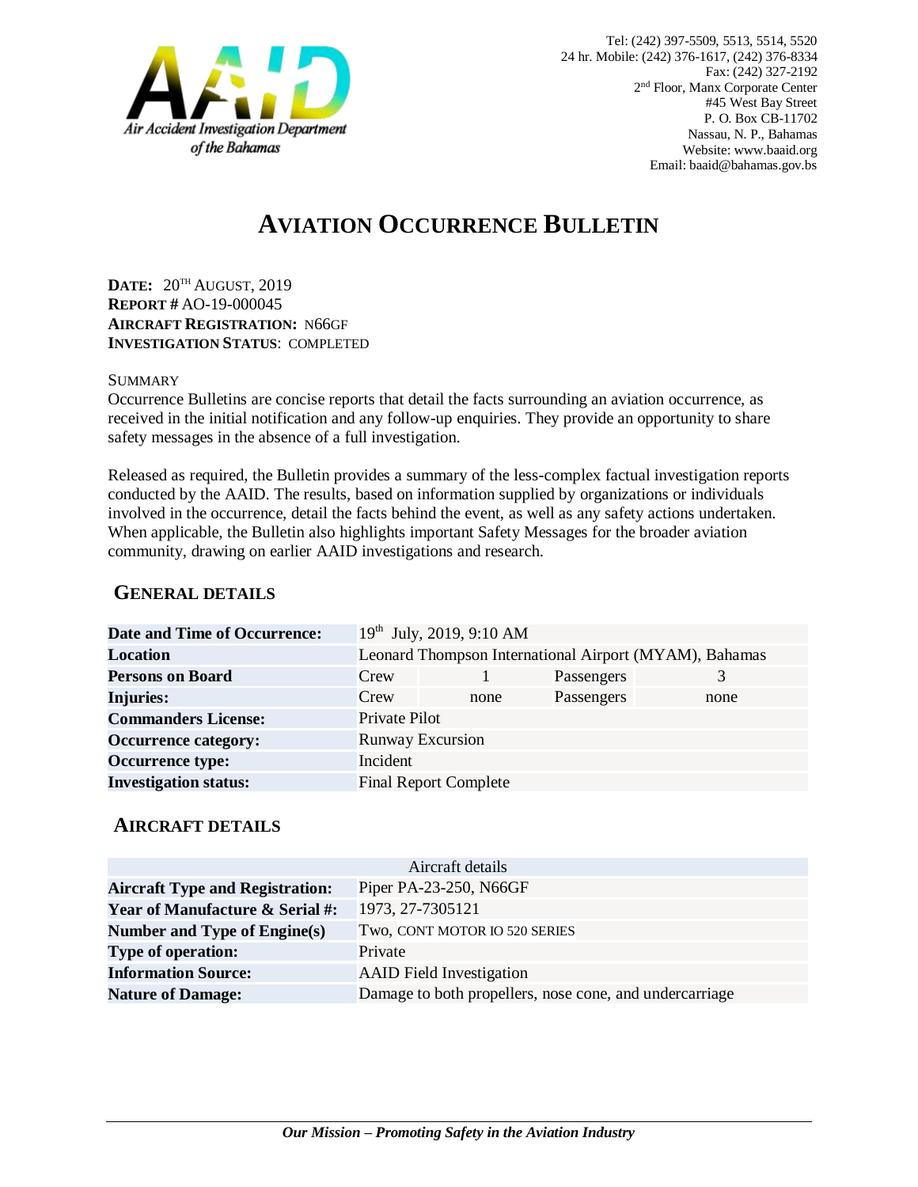Air Accident Investigation Department of the Bahamas

Tel: (242) 397-5509, 5513, 5514, 5520
24 hr. Mobile: (242) 376-1617, (242) 376-8334
Fax: (242) 327-2192
2nd Floor, Manx Corporate Center
#45 West Bay Street
P. O. Box CB-11702
Nassau, N. P., Bahamas
Website: www.baaid.org
Email: baaid@bahamas.gov.bs

# AVIATION OCCURRENCE BULLETIN

**DATE:** 20TH AUGUST, 2019
**REPORT #** AO-19-000045
**AIRCRAFT REGISTRATION:** N66GF
**INVESTIGATION STATUS**: COMPLETED

SUMMARY

Occurrence Bulletins are concise reports that detail the facts surrounding an aviation occurrence, as received in the initial notification and any follow-up enquiries. They provide an opportunity to share safety messages in the absence of a full investigation.

Released as required, the Bulletin provides a summary of the less-complex factual investigation reports conducted by the AAID. The results, based on information supplied by organizations or individuals involved in the occurrence, detail the facts behind the event, as well as any safety actions undertaken. When applicable, the Bulletin also highlights important Safety Messages for the broader aviation community, drawing on earlier AAID investigations and research.

## GENERAL DETAILS

| | | | | |
|---|---|---|---|---|
| **Date and Time of Occurrence:** | 19th July, 2019, 9:10 AM | | | |
| **Location** | Leonard Thompson International Airport (MYAM), Bahamas | | | |
| **Persons on Board** | Crew | 1 | Passengers | 3 |
| **Injuries:** | Crew | none | Passengers | none |
| **Commanders License:** | Private Pilot | | | |
| **Occurrence category:** | Runway Excursion | | | |
| **Occurrence type:** | Incident | | | |
| **Investigation status:** | Final Report Complete | | | |

## AIRCRAFT DETAILS

| Aircraft details | |
|---|---|
| **Aircraft Type and Registration:** | Piper PA-23-250, N66GF |
| **Year of Manufacture & Serial #:** | 1973, 27-7305121 |
| **Number and Type of Engine(s)** | Two, CONT MOTOR IO 520 SERIES |
| **Type of operation:** | Private |
| **Information Source:** | AAID Field Investigation |
| **Nature of Damage:** | Damage to both propellers, nose cone, and undercarriage |

*Our Mission – Promoting Safety in the Aviation Industry*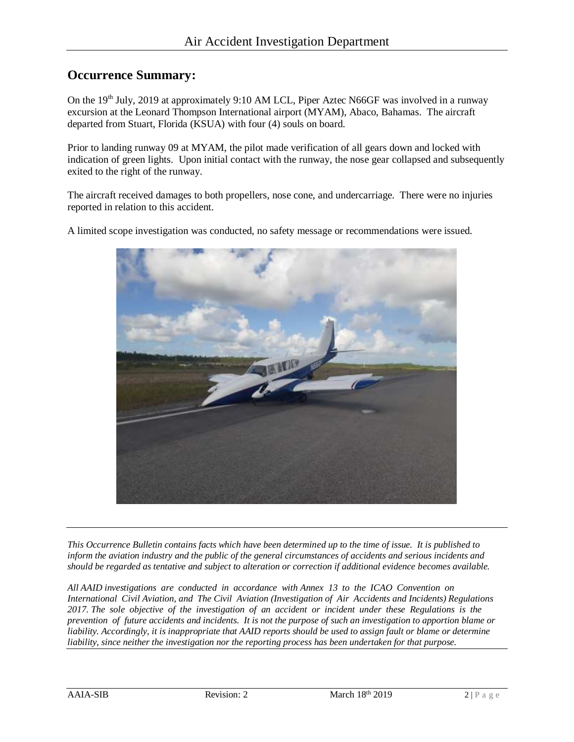## Occurrence Summary:

On the 19th July, 2019 at approximately 9:10 AM LCL, Piper Aztec N66GF was involved in a runway excursion at the Leonard Thompson International airport (MYAM), Abaco, Bahamas. The aircraft departed from Stuart, Florida (KSUA) with four (4) souls on board.

Prior to landing runway 09 at MYAM, the pilot made verification of all gears down and locked with indication of green lights. Upon initial contact with the runway, the nose gear collapsed and subsequently exited to the right of the runway.

The aircraft received damages to both propellers, nose cone, and undercarriage. There were no injuries reported in relation to this accident.

A limited scope investigation was conducted, no safety message or recommendations were issued.

---

*This Occurrence Bulletin contains facts which have been determined up to the time of issue. It is published to inform the aviation industry and the public of the general circumstances of accidents and serious incidents and should be regarded as tentative and subject to alteration or correction if additional evidence becomes available.*

*All AAID investigations are conducted in accordance with Annex 13 to the ICAO Convention on International Civil Aviation, and The Civil Aviation (Investigation of Air Accidents and Incidents) Regulations 2017. The sole objective of the investigation of an accident or incident under these Regulations is the prevention of future accidents and incidents. It is not the purpose of such an investigation to apportion blame or liability. Accordingly, it is inappropriate that AAID reports should be used to assign fault or blame or determine liability, since neither the investigation nor the reporting process has been undertaken for that purpose.*